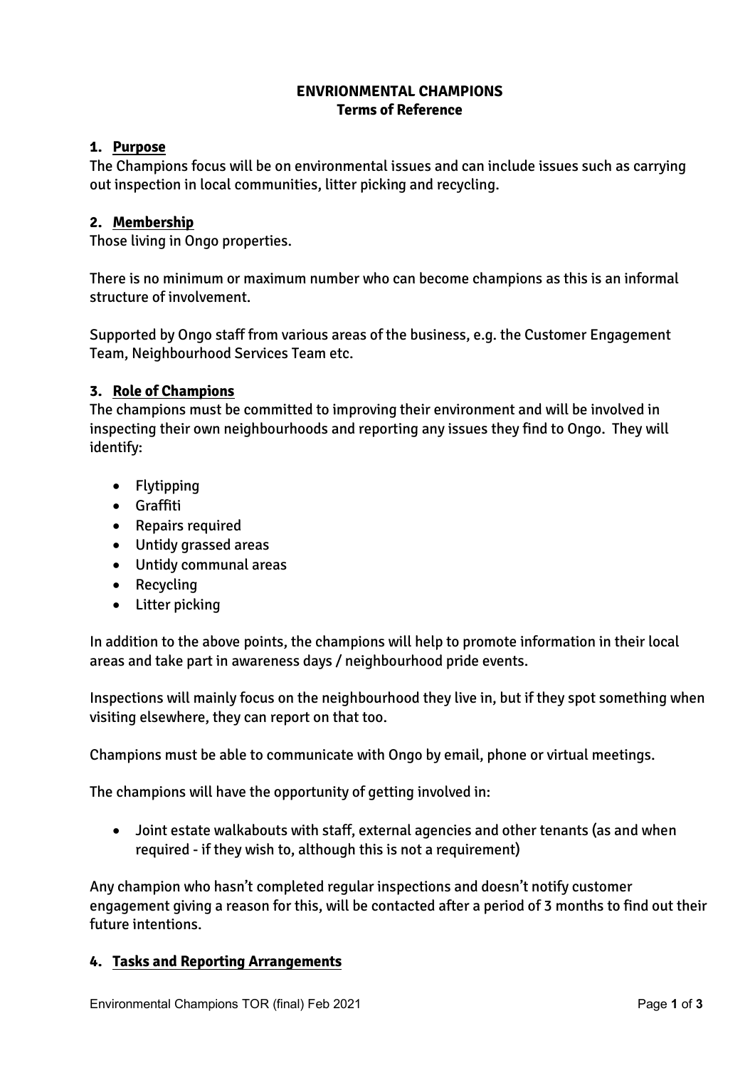# ENVRIONMENTAL CHAMPIONS
## Terms of Reference

### 1. Purpose

The Champions focus will be on environmental issues and can include issues such as carrying out inspection in local communities, litter picking and recycling.

### 2. Membership

Those living in Ongo properties.

There is no minimum or maximum number who can become champions as this is an informal structure of involvement.

Supported by Ongo staff from various areas of the business, e.g. the Customer Engagement Team, Neighbourhood Services Team etc.

### 3. Role of Champions

The champions must be committed to improving their environment and will be involved in inspecting their own neighbourhoods and reporting any issues they find to Ongo. They will identify:

- Flytipping
- Graffiti
- Repairs required
- Untidy grassed areas
- Untidy communal areas
- Recycling
- Litter picking

In addition to the above points, the champions will help to promote information in their local areas and take part in awareness days / neighbourhood pride events.

Inspections will mainly focus on the neighbourhood they live in, but if they spot something when visiting elsewhere, they can report on that too.

Champions must be able to communicate with Ongo by email, phone or virtual meetings.

The champions will have the opportunity of getting involved in:

- Joint estate walkabouts with staff, external agencies and other tenants (as and when required - if they wish to, although this is not a requirement)

Any champion who hasn't completed regular inspections and doesn't notify customer engagement giving a reason for this, will be contacted after a period of 3 months to find out their future intentions.

### 4. Tasks and Reporting Arrangements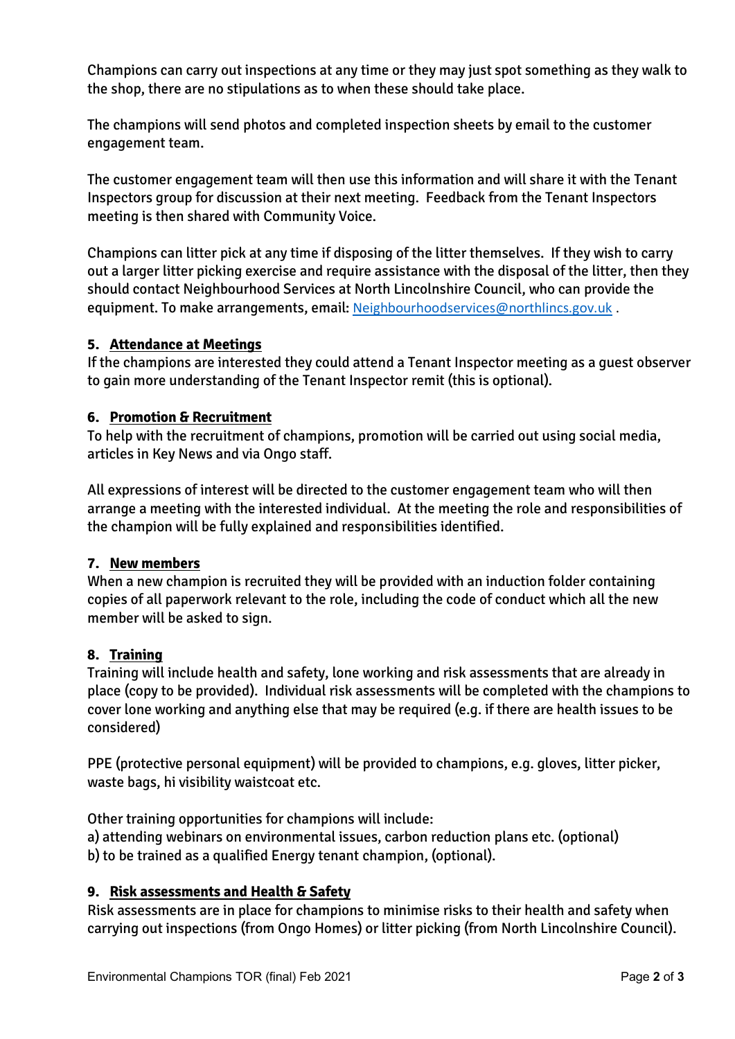Champions can carry out inspections at any time or they may just spot something as they walk to the shop, there are no stipulations as to when these should take place.

The champions will send photos and completed inspection sheets by email to the customer engagement team.

The customer engagement team will then use this information and will share it with the Tenant Inspectors group for discussion at their next meeting. Feedback from the Tenant Inspectors meeting is then shared with Community Voice.

Champions can litter pick at any time if disposing of the litter themselves. If they wish to carry out a larger litter picking exercise and require assistance with the disposal of the litter, then they should contact Neighbourhood Services at North Lincolnshire Council, who can provide the equipment. To make arrangements, email: Neighbourhoodservices@northlincs.gov.uk .

### 5. Attendance at Meetings

If the champions are interested they could attend a Tenant Inspector meeting as a guest observer to gain more understanding of the Tenant Inspector remit (this is optional).

### 6. Promotion & Recruitment

To help with the recruitment of champions, promotion will be carried out using social media, articles in Key News and via Ongo staff.

All expressions of interest will be directed to the customer engagement team who will then arrange a meeting with the interested individual. At the meeting the role and responsibilities of the champion will be fully explained and responsibilities identified.

### 7. New members

When a new champion is recruited they will be provided with an induction folder containing copies of all paperwork relevant to the role, including the code of conduct which all the new member will be asked to sign.

### 8. Training

Training will include health and safety, lone working and risk assessments that are already in place (copy to be provided). Individual risk assessments will be completed with the champions to cover lone working and anything else that may be required (e.g. if there are health issues to be considered)

PPE (protective personal equipment) will be provided to champions, e.g. gloves, litter picker, waste bags, hi visibility waistcoat etc.

Other training opportunities for champions will include:

a) attending webinars on environmental issues, carbon reduction plans etc. (optional)

b) to be trained as a qualified Energy tenant champion, (optional).

### 9. Risk assessments and Health & Safety

Risk assessments are in place for champions to minimise risks to their health and safety when carrying out inspections (from Ongo Homes) or litter picking (from North Lincolnshire Council).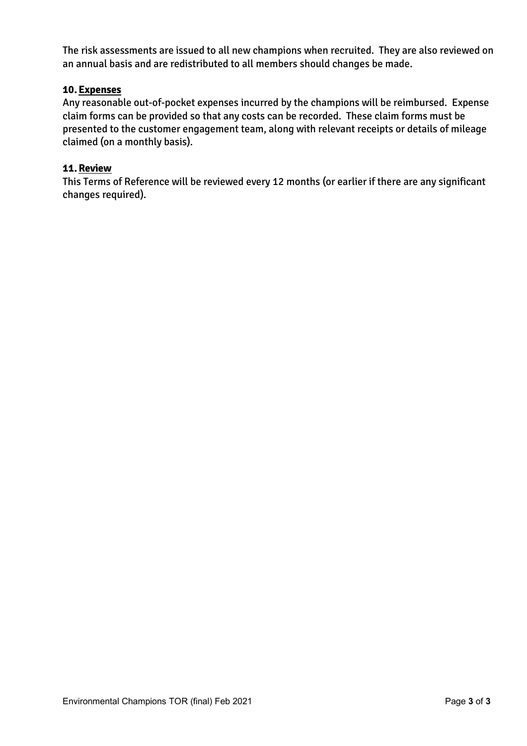The risk assessments are issued to all new champions when recruited. They are also reviewed on an annual basis and are redistributed to all members should changes be made.

## 10. Expenses

Any reasonable out-of-pocket expenses incurred by the champions will be reimbursed. Expense claim forms can be provided so that any costs can be recorded. These claim forms must be presented to the customer engagement team, along with relevant receipts or details of mileage claimed (on a monthly basis).

## 11. Review

This Terms of Reference will be reviewed every 12 months (or earlier if there are any significant changes required).